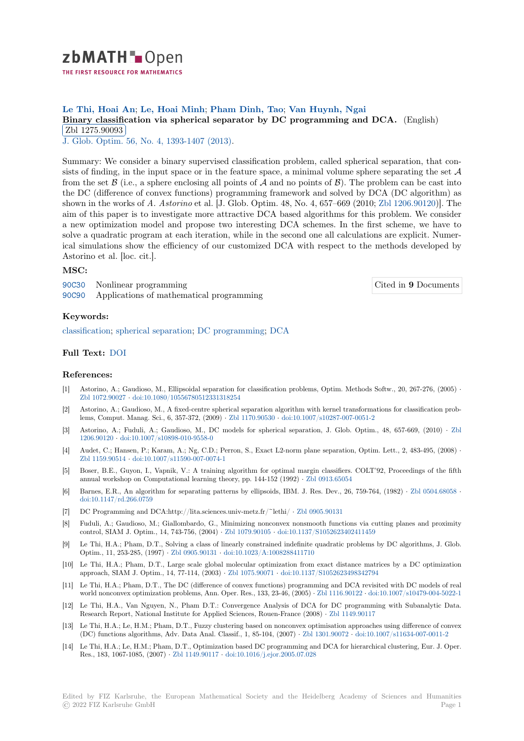# zbMATH Open

THE FIRST RESOURCE FOR MATHEMATICS

**Le Thi, Hoai An; Le, Hoai Minh; Pham Dinh, Tao; Van Huynh, Ngai**

**Binary classification via spherical separator by DC programming and DCA.** (English)

Zbl 1275.90093

J. Glob. Optim. 56, No. 4, 1393-1407 (2013).

Summary: We consider a binary supervised classification problem, called spherical separation, that consists of finding, in the input space or in the feature space, a minimal volume sphere separating the set $\mathcal{A}$ from the set $\mathcal{B}$ (i.e., a sphere enclosing all points of $\mathcal{A}$ and no points of $\mathcal{B}$). The problem can be cast into the DC (difference of convex functions) programming framework and solved by DCA (DC algorithm) as shown in the works of *A. Astorino* et al. [J. Glob. Optim. 48, No. 4, 657–669 (2010; Zbl 1206.90120)]. The aim of this paper is to investigate more attractive DCA based algorithms for this problem. We consider a new optimization model and propose two interesting DCA schemes. In the first scheme, we have to solve a quadratic program at each iteration, while in the second one all calculations are explicit. Numerical simulations show the efficiency of our customized DCA with respect to the methods developed by Astorino et al. [loc. cit.].

## MSC:

90C30 Nonlinear programming

90C90 Applications of mathematical programming

Cited in **9** Documents

## Keywords:

classification; spherical separation; DC programming; DCA

## Full Text:

DOI

## References:

[1] Astorino, A.; Gaudioso, M., Ellipsoidal separation for classification problems, Optim. Methods Softw., 20, 267-276, (2005) · Zbl 1072.90027 · doi:10.1080/10556780512331318254

[2] Astorino, A.; Gaudioso, M., A fixed-centre spherical separation algorithm with kernel transformations for classification problems, Comput. Manag. Sci., 6, 357-372, (2009) · Zbl 1170.90530 · doi:10.1007/s10287-007-0051-2

[3] Astorino, A.; Fuduli, A.; Gaudioso, M., DC models for spherical separation, J. Glob. Optim., 48, 657-669, (2010) · Zbl 1206.90120 · doi:10.1007/s10898-010-9558-0

[4] Audet, C.; Hansen, P.; Karam, A.; Ng, C.D.; Perron, S., Exact L2-norm plane separation, Optim. Lett., 2, 483-495, (2008) · Zbl 1159.90514 · doi:10.1007/s11590-007-0074-1

[5] Boser, B.E., Guyon, I., Vapnik, V.: A training algorithm for optimal margin classifiers. COLT'92, Proceedings of the fifth annual workshop on Computational learning theory, pp. 144-152 (1992) · Zbl 0913.65054

[6] Barnes, E.R., An algorithm for separating patterns by ellipsoids, IBM. J. Res. Dev., 26, 759-764, (1982) · Zbl 0504.68058 · doi:10.1147/rd.266.0759

[7] DC Programming and DCA:http://lita.sciences.univ-metz.fr/~lethi/ · Zbl 0905.90131

[8] Fuduli, A.; Gaudioso, M.; Giallombardo, G., Minimizing nonconvex nonsmooth functions via cutting planes and proximity control, SIAM J. Optim., 14, 743-756, (2004) · Zbl 1079.90105 · doi:10.1137/S1052623402411459

[9] Le Thi, H.A.; Pham, D.T., Solving a class of linearly constrained indefinite quadratic problems by DC algorithms, J. Glob. Optim., 11, 253-285, (1997) · Zbl 0905.90131 · doi:10.1023/A:1008288411710

[10] Le Thi, H.A.; Pham, D.T., Large scale global molecular optimization from exact distance matrices by a DC optimization approach, SIAM J. Optim., 14, 77-114, (2003) · Zbl 1075.90071 · doi:10.1137/S1052623498342794

[11] Le Thi, H.A.; Pham, D.T., The DC (difference of convex functions) programming and DCA revisited with DC models of real world nonconvex optimization problems, Ann. Oper. Res., 133, 23-46, (2005) · Zbl 1116.90122 · doi:10.1007/s10479-004-5022-1

[12] Le Thi, H.A., Van Nguyen, N., Pham D.T.: Convergence Analysis of DCA for DC programming with Subanalytic Data. Research Report, National Institute for Applied Sciences, Rouen-France (2008) · Zbl 1149.90117

[13] Le Thi, H.A.; Le, H.M.; Pham, D.T., Fuzzy clustering based on nonconvex optimisation approaches using difference of convex (DC) functions algorithms, Adv. Data Anal. Classif., 1, 85-104, (2007) · Zbl 1301.90072 · doi:10.1007/s11634-007-0011-2

[14] Le Thi, H.A.; Le, H.M.; Pham, D.T., Optimization based DC programming and DCA for hierarchical clustering, Eur. J. Oper. Res., 183, 1067-1085, (2007) · Zbl 1149.90117 · doi:10.1016/j.ejor.2005.07.028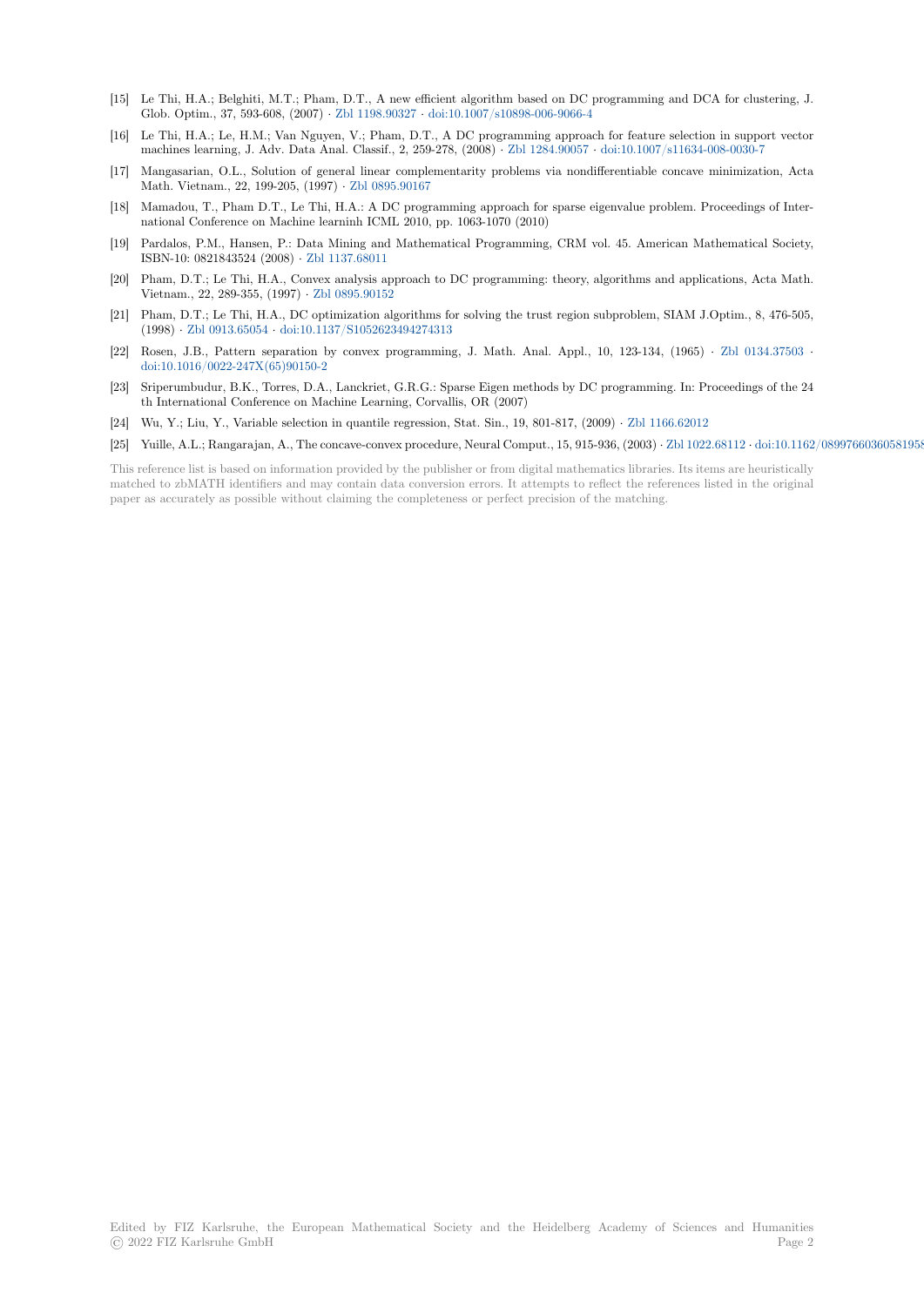[15] Le Thi, H.A.; Belghiti, M.T.; Pham, D.T., A new efficient algorithm based on DC programming and DCA for clustering, J. Glob. Optim., 37, 593-608, (2007) · Zbl 1198.90327 · doi:10.1007/s10898-006-9066-4

[16] Le Thi, H.A.; Le, H.M.; Van Nguyen, V.; Pham, D.T., A DC programming approach for feature selection in support vector machines learning, J. Adv. Data Anal. Classif., 2, 259-278, (2008) · Zbl 1284.90057 · doi:10.1007/s11634-008-0030-7

[17] Mangasarian, O.L., Solution of general linear complementarity problems via nondifferentiable concave minimization, Acta Math. Vietnam., 22, 199-205, (1997) · Zbl 0895.90167

[18] Mamadou, T., Pham D.T., Le Thi, H.A.: A DC programming approach for sparse eigenvalue problem. Proceedings of International Conference on Machine learninh ICML 2010, pp. 1063-1070 (2010)

[19] Pardalos, P.M., Hansen, P.: Data Mining and Mathematical Programming, CRM vol. 45. American Mathematical Society, ISBN-10: 0821843524 (2008) · Zbl 1137.68011

[20] Pham, D.T.; Le Thi, H.A., Convex analysis approach to DC programming: theory, algorithms and applications, Acta Math. Vietnam., 22, 289-355, (1997) · Zbl 0895.90152

[21] Pham, D.T.; Le Thi, H.A., DC optimization algorithms for solving the trust region subproblem, SIAM J.Optim., 8, 476-505, (1998) · Zbl 0913.65054 · doi:10.1137/S1052623494274313

[22] Rosen, J.B., Pattern separation by convex programming, J. Math. Anal. Appl., 10, 123-134, (1965) · Zbl 0134.37503 · doi:10.1016/0022-247X(65)90150-2

[23] Sriperumbudur, B.K., Torres, D.A., Lanckriet, G.R.G.: Sparse Eigen methods by DC programming. In: Proceedings of the 24 th International Conference on Machine Learning, Corvallis, OR (2007)

[24] Wu, Y.; Liu, Y., Variable selection in quantile regression, Stat. Sin., 19, 801-817, (2009) · Zbl 1166.62012

[25] Yuille, A.L.; Rangarajan, A., The concave-convex procedure, Neural Comput., 15, 915-936, (2003) · Zbl 1022.68112 · doi:10.1162/08997660360581958

This reference list is based on information provided by the publisher or from digital mathematics libraries. Its items are heuristically matched to zbMATH identifiers and may contain data conversion errors. It attempts to reflect the references listed in the original paper as accurately as possible without claiming the completeness or perfect precision of the matching.